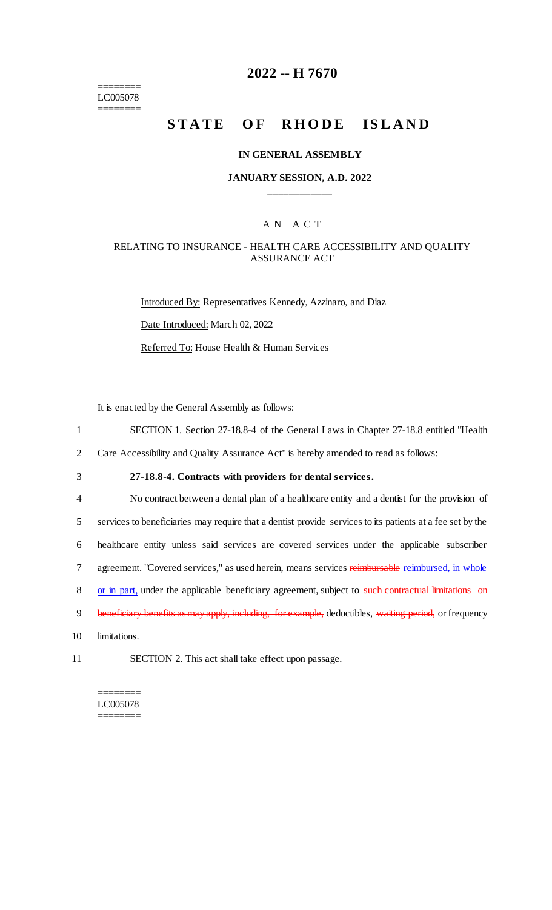========
LC005078
========

# 2022 -- H 7670

# STATE OF RHODE ISLAND

### IN GENERAL ASSEMBLY

### JANUARY SESSION, A.D. 2022

---

A N A C T

RELATING TO INSURANCE - HEALTH CARE ACCESSIBILITY AND QUALITY ASSURANCE ACT

Introduced By: Representatives Kennedy, Azzinaro, and Diaz

Date Introduced: March 02, 2022

Referred To: House Health & Human Services

It is enacted by the General Assembly as follows:

1 SECTION 1. Section 27-18.8-4 of the General Laws in Chapter 27-18.8 entitled "Health
2 Care Accessibility and Quality Assurance Act" is hereby amended to read as follows:

3 **27-18.8-4. Contracts with providers for dental services.**

4 No contract between a dental plan of a healthcare entity and a dentist for the provision of
5 services to beneficiaries may require that a dentist provide services to its patients at a fee set by the
6 healthcare entity unless said services are covered services under the applicable subscriber
7 agreement. "Covered services," as used herein, means services ~~reimbursable~~ reimbursed, in whole
8 or in part, under the applicable beneficiary agreement, subject to ~~such contractual limitations on~~
9 ~~beneficiary benefits as may apply, including, for example,~~ deductibles, ~~waiting period,~~ or frequency
10 limitations.

11 SECTION 2. This act shall take effect upon passage.

========
LC005078
========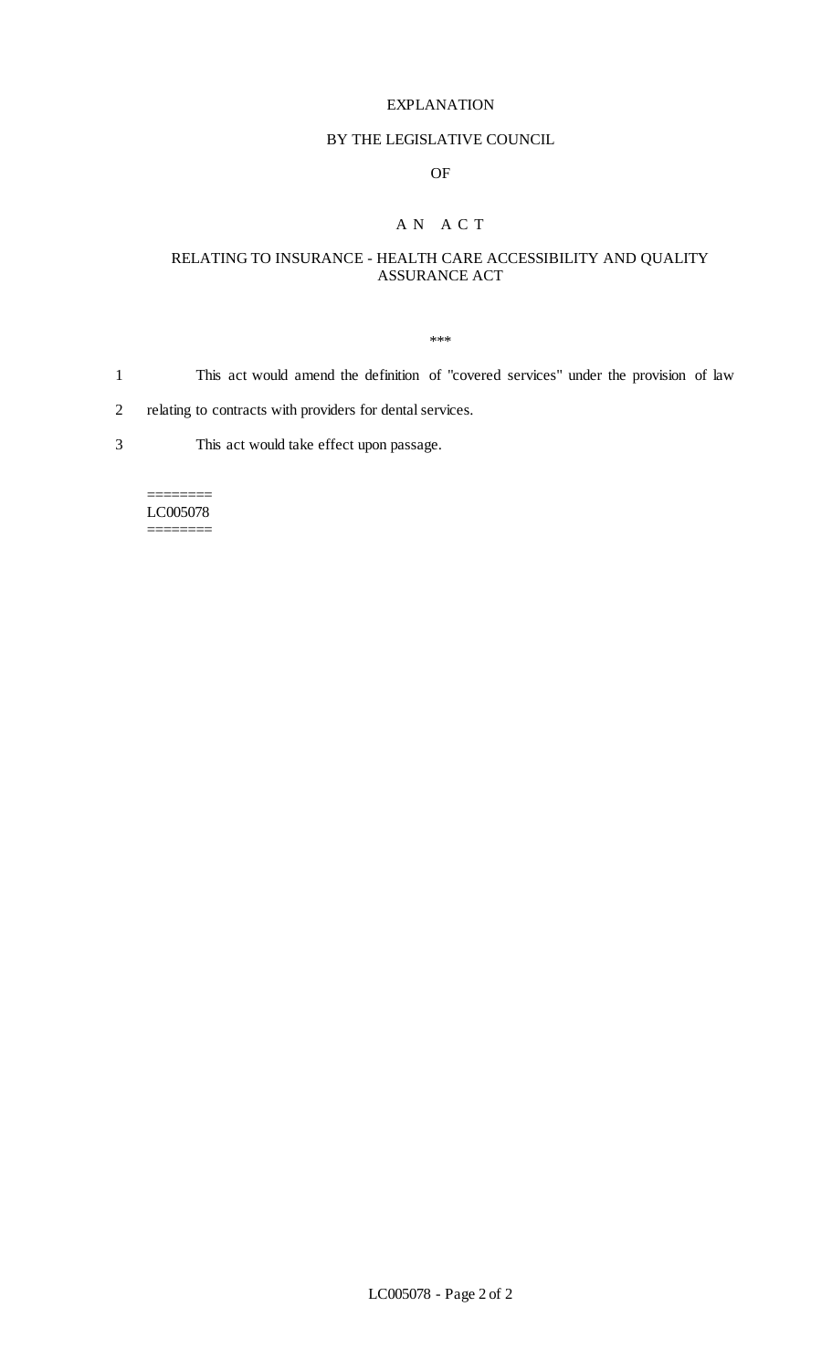EXPLANATION

BY THE LEGISLATIVE COUNCIL

OF

A N A C T

RELATING TO INSURANCE - HEALTH CARE ACCESSIBILITY AND QUALITY ASSURANCE ACT

\*\*\*

1 This act would amend the definition of "covered services" under the provision of law

2 relating to contracts with providers for dental services.

3 This act would take effect upon passage.

========
LC005078
========